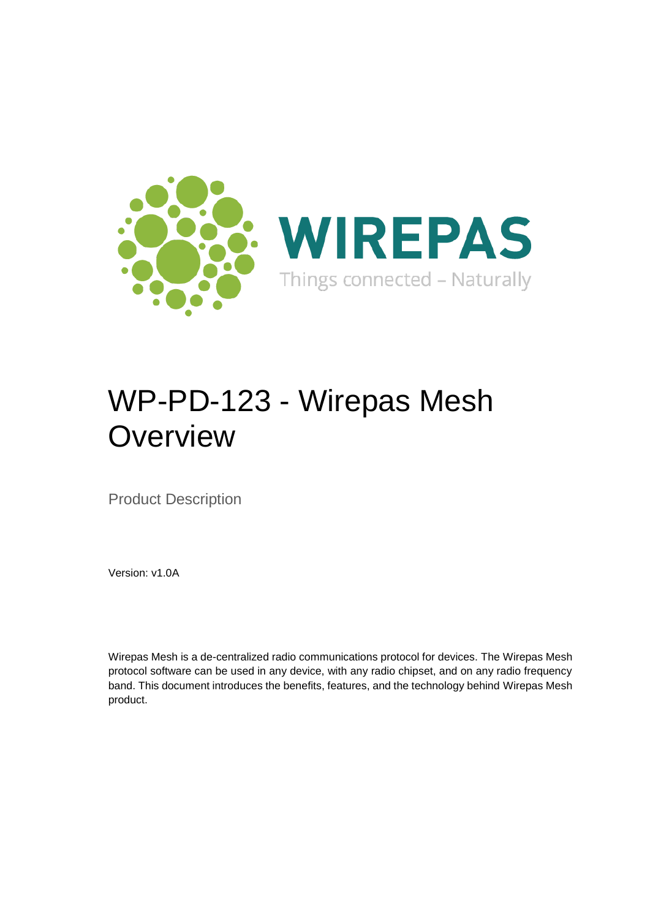WIREPAS

Things connected – Naturally

# WP-PD-123 - Wirepas Mesh Overview

Product Description

Version: v1.0A

Wirepas Mesh is a de-centralized radio communications protocol for devices. The Wirepas Mesh protocol software can be used in any device, with any radio chipset, and on any radio frequency band. This document introduces the benefits, features, and the technology behind Wirepas Mesh product.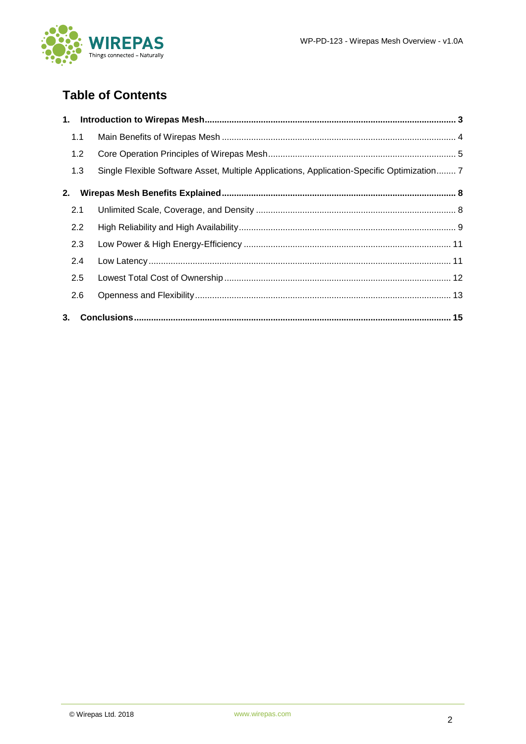## Table of Contents

**1. Introduction to Wirepas Mesh ..... 3**

- 1.1 Main Benefits of Wirepas Mesh ..... 4
- 1.2 Core Operation Principles of Wirepas Mesh ..... 5
- 1.3 Single Flexible Software Asset, Multiple Applications, Application-Specific Optimization ..... 7

**2. Wirepas Mesh Benefits Explained ..... 8**

- 2.1 Unlimited Scale, Coverage, and Density ..... 8
- 2.2 High Reliability and High Availability ..... 9
- 2.3 Low Power & High Energy-Efficiency ..... 11
- 2.4 Low Latency ..... 11
- 2.5 Lowest Total Cost of Ownership ..... 12
- 2.6 Openness and Flexibility ..... 13

**3. Conclusions ..... 15**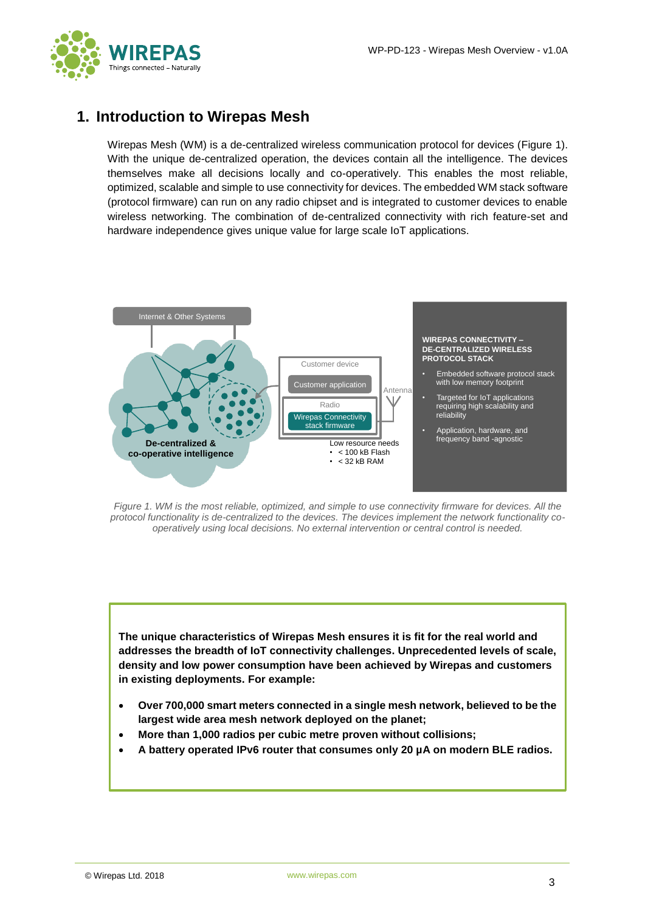# 1. Introduction to Wirepas Mesh

Wirepas Mesh (WM) is a de-centralized wireless communication protocol for devices (Figure 1). With the unique de-centralized operation, the devices contain all the intelligence. The devices themselves make all decisions locally and co-operatively. This enables the most reliable, optimized, scalable and simple to use connectivity for devices. The embedded WM stack software (protocol firmware) can run on any radio chipset and is integrated to customer devices to enable wireless networking. The combination of de-centralized connectivity with rich feature-set and hardware independence gives unique value for large scale IoT applications.

Internet & Other Systems

De-centralized & co-operative intelligence

Customer device

Customer application

Radio

Wirepas Connectivity stack firmware

Antenna

Low resource needs

- < 100 kB Flash
- < 32 kB RAM

**WIREPAS CONNECTIVITY – DE-CENTRALIZED WIRELESS PROTOCOL STACK**

- Embedded software protocol stack with low memory footprint
- Targeted for IoT applications requiring high scalability and reliability
- Application, hardware, and frequency band -agnostic

*Figure 1. WM is the most reliable, optimized, and simple to use connectivity firmware for devices. All the protocol functionality is de-centralized to the devices. The devices implement the network functionality co-operatively using local decisions. No external intervention or central control is needed.*

**The unique characteristics of Wirepas Mesh ensures it is fit for the real world and addresses the breadth of IoT connectivity challenges. Unprecedented levels of scale, density and low power consumption have been achieved by Wirepas and customers in existing deployments. For example:**

- **Over 700,000 smart meters connected in a single mesh network, believed to be the largest wide area mesh network deployed on the planet;**
- **More than 1,000 radios per cubic metre proven without collisions;**
- **A battery operated IPv6 router that consumes only 20 µA on modern BLE radios.**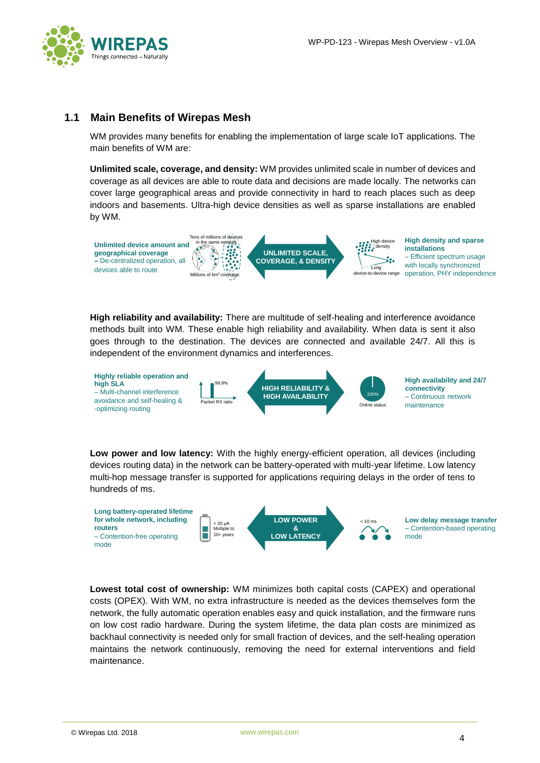## 1.1 Main Benefits of Wirepas Mesh

WM provides many benefits for enabling the implementation of large scale IoT applications. The main benefits of WM are:

**Unlimited scale, coverage, and density:** WM provides unlimited scale in number of devices and coverage as all devices are able to route data and decisions are made locally. The networks can cover large geographical areas and provide connectivity in hard to reach places such as deep indoors and basements. Ultra-high device densities as well as sparse installations are enabled by WM.

**Unlimited device amount and geographical coverage** – De-centralized operation, all devices able to route

Tens of millions of devices in the same network

Millions of km² coverage

**UNLIMITED SCALE, COVERAGE, & DENSITY**

High device density

Long device-to-device range

**High density and sparse installations** – Efficient spectrum usage with locally synchronized operation, PHY independence

**High reliability and availability:** There are multitude of self-healing and interference avoidance methods built into WM. These enable high reliability and availability. When data is sent it also goes through to the destination. The devices are connected and available 24/7. All this is independent of the environment dynamics and interferences.

**Highly reliable operation and high SLA** – Multi-channel interference avoidance and self-healing & -optimizing routing

99.9%

Packet RX ratio

**HIGH RELIABILITY & HIGH AVAILABILITY**

100%

Online status

**High availability and 24/7 connectivity** – Continuous network maintenance

**Low power and low latency:** With the highly energy-efficient operation, all devices (including devices routing data) in the network can be battery-operated with multi-year lifetime. Low latency multi-hop message transfer is supported for applications requiring delays in the order of tens to hundreds of ms.

**Long battery-operated lifetime for whole network, including routers** – Contention-free operating mode

< 20 µA Multiple to 10+ years

**LOW POWER & LOW LATENCY**

< 10 ms

**Low delay message transfer** – Contention-based operating mode

**Lowest total cost of ownership:** WM minimizes both capital costs (CAPEX) and operational costs (OPEX). With WM, no extra infrastructure is needed as the devices themselves form the network, the fully automatic operation enables easy and quick installation, and the firmware runs on low cost radio hardware. During the system lifetime, the data plan costs are minimized as backhaul connectivity is needed only for small fraction of devices, and the self-healing operation maintains the network continuously, removing the need for external interventions and field maintenance.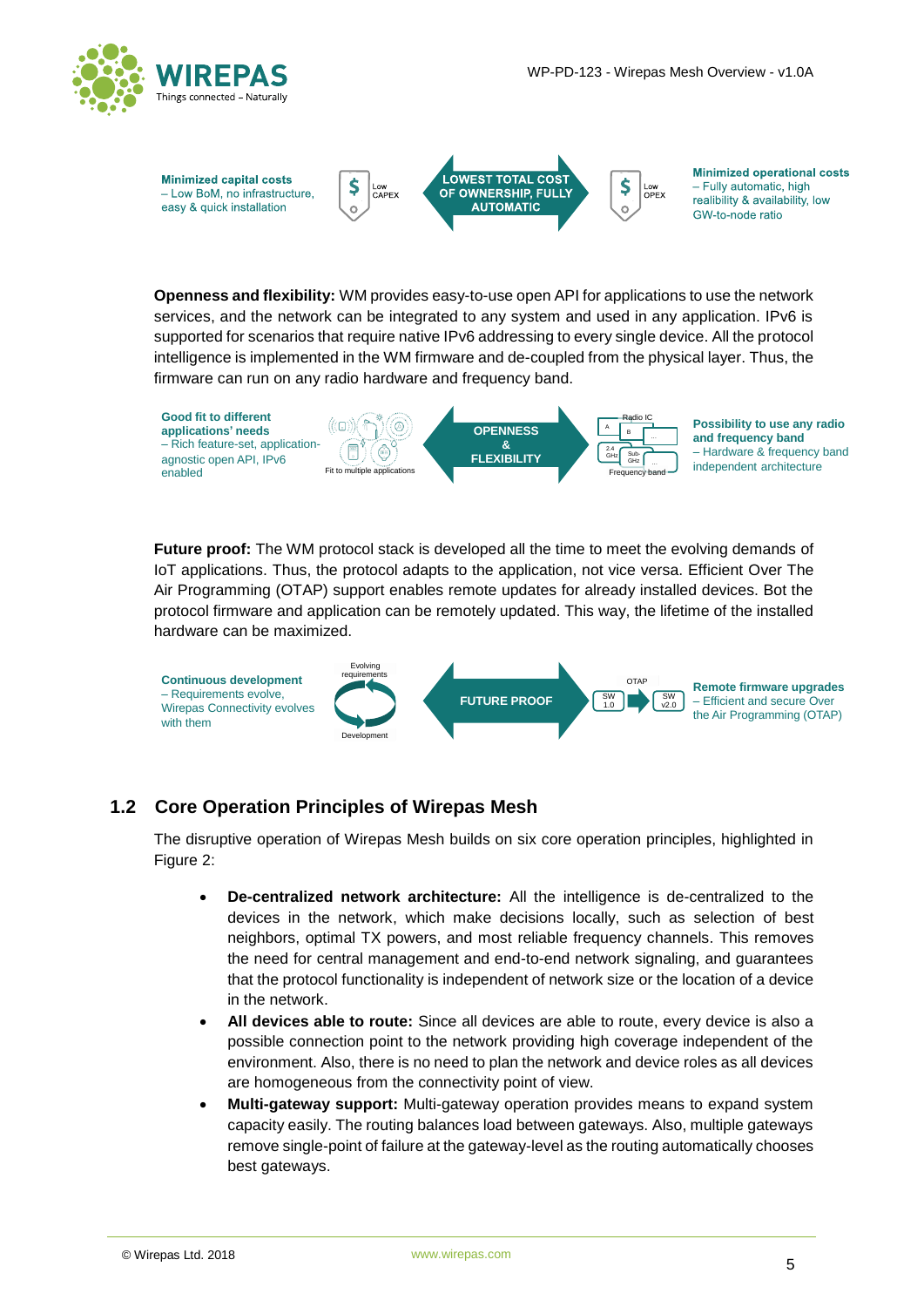**Minimized capital costs** – Low BoM, no infrastructure, easy & quick installation

Low CAPEX

**LOWEST TOTAL COST OF OWNERSHIP, FULLY AUTOMATIC**

Low OPEX

**Minimized operational costs** – Fully automatic, high realibility & availability, low GW-to-node ratio

**Openness and flexibility:** WM provides easy-to-use open API for applications to use the network services, and the network can be integrated to any system and used in any application. IPv6 is supported for scenarios that require native IPv6 addressing to every single device. All the protocol intelligence is implemented in the WM firmware and de-coupled from the physical layer. Thus, the firmware can run on any radio hardware and frequency band.

**Good fit to different applications' needs** – Rich feature-set, application-agnostic open API, IPv6 enabled

Fit to multiple applications

**OPENNESS & FLEXIBILITY**

Radio IC | Frequency band

**Possibility to use any radio and frequency band** – Hardware & frequency band independent architecture

**Future proof:** The WM protocol stack is developed all the time to meet the evolving demands of IoT applications. Thus, the protocol adapts to the application, not vice versa. Efficient Over The Air Programming (OTAP) support enables remote updates for already installed devices. Bot the protocol firmware and application can be remotely updated. This way, the lifetime of the installed hardware can be maximized.

**Continuous development** – Requirements evolve, Wirepas Connectivity evolves with them

Evolving requirements | Development

**FUTURE PROOF**

OTAP: SW 1.0 → SW v2.0

**Remote firmware upgrades** – Efficient and secure Over the Air Programming (OTAP)

## 1.2 Core Operation Principles of Wirepas Mesh

The disruptive operation of Wirepas Mesh builds on six core operation principles, highlighted in Figure 2:

- **De-centralized network architecture:** All the intelligence is de-centralized to the devices in the network, which make decisions locally, such as selection of best neighbors, optimal TX powers, and most reliable frequency channels. This removes the need for central management and end-to-end network signaling, and guarantees that the protocol functionality is independent of network size or the location of a device in the network.
- **All devices able to route:** Since all devices are able to route, every device is also a possible connection point to the network providing high coverage independent of the environment. Also, there is no need to plan the network and device roles as all devices are homogeneous from the connectivity point of view.
- **Multi-gateway support:** Multi-gateway operation provides means to expand system capacity easily. The routing balances load between gateways. Also, multiple gateways remove single-point of failure at the gateway-level as the routing automatically chooses best gateways.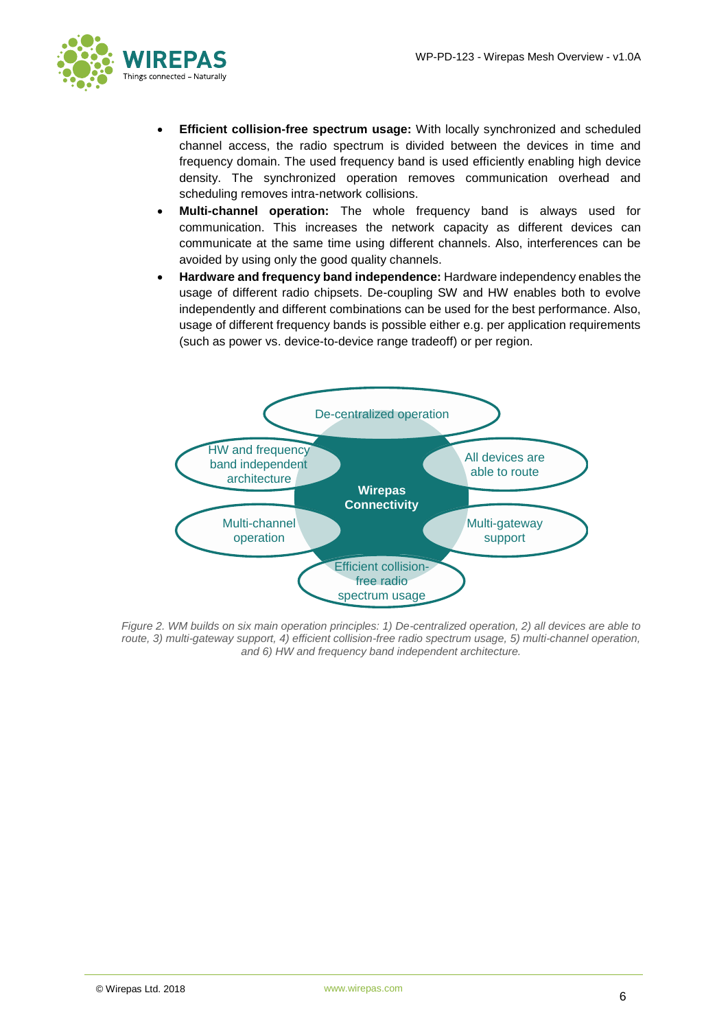- **Efficient collision-free spectrum usage:** With locally synchronized and scheduled channel access, the radio spectrum is divided between the devices in time and frequency domain. The used frequency band is used efficiently enabling high device density. The synchronized operation removes communication overhead and scheduling removes intra-network collisions.
- **Multi-channel operation:** The whole frequency band is always used for communication. This increases the network capacity as different devices can communicate at the same time using different channels. Also, interferences can be avoided by using only the good quality channels.
- **Hardware and frequency band independence:** Hardware independency enables the usage of different radio chipsets. De-coupling SW and HW enables both to evolve independently and different combinations can be used for the best performance. Also, usage of different frequency bands is possible either e.g. per application requirements (such as power vs. device-to-device range tradeoff) or per region.

De-centralized operation

HW and frequency band independent architecture

All devices are able to route

Wirepas Connectivity

Multi-channel operation

Multi-gateway support

Efficient collision-free radio spectrum usage

*Figure 2. WM builds on six main operation principles: 1) De-centralized operation, 2) all devices are able to route, 3) multi-gateway support, 4) efficient collision-free radio spectrum usage, 5) multi-channel operation, and 6) HW and frequency band independent architecture.*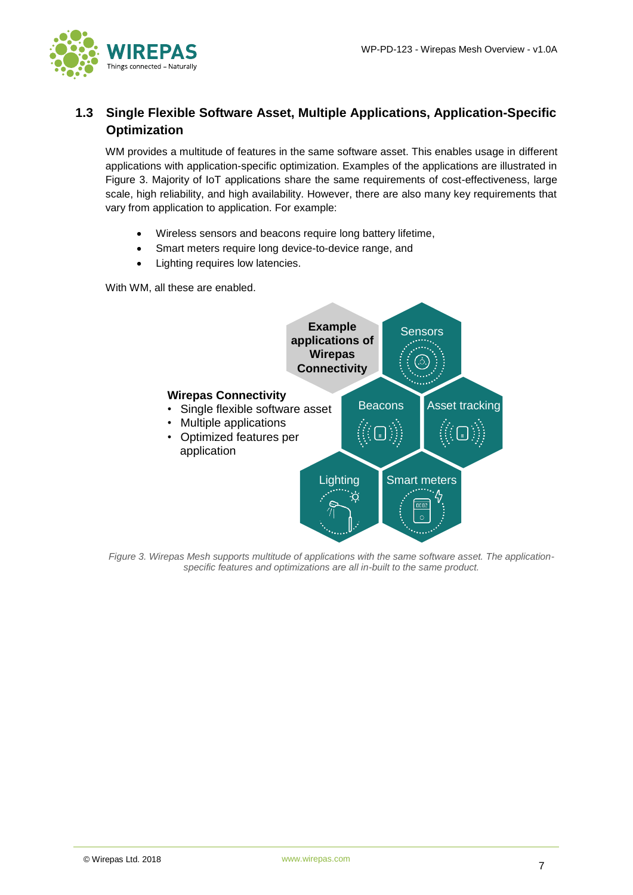## 1.3 Single Flexible Software Asset, Multiple Applications, Application-Specific Optimization

WM provides a multitude of features in the same software asset. This enables usage in different applications with application-specific optimization. Examples of the applications are illustrated in Figure 3. Majority of IoT applications share the same requirements of cost-effectiveness, large scale, high reliability, and high availability. However, there are also many key requirements that vary from application to application. For example:

- Wireless sensors and beacons require long battery lifetime,
- Smart meters require long device-to-device range, and
- Lighting requires low latencies.

With WM, all these are enabled.

**Example applications of Wirepas Connectivity**

**Wirepas Connectivity**
- Single flexible software asset
- Multiple applications
- Optimized features per application

Sensors | Beacons | Asset tracking | Lighting | Smart meters

*Figure 3. Wirepas Mesh supports multitude of applications with the same software asset. The application-specific features and optimizations are all in-built to the same product.*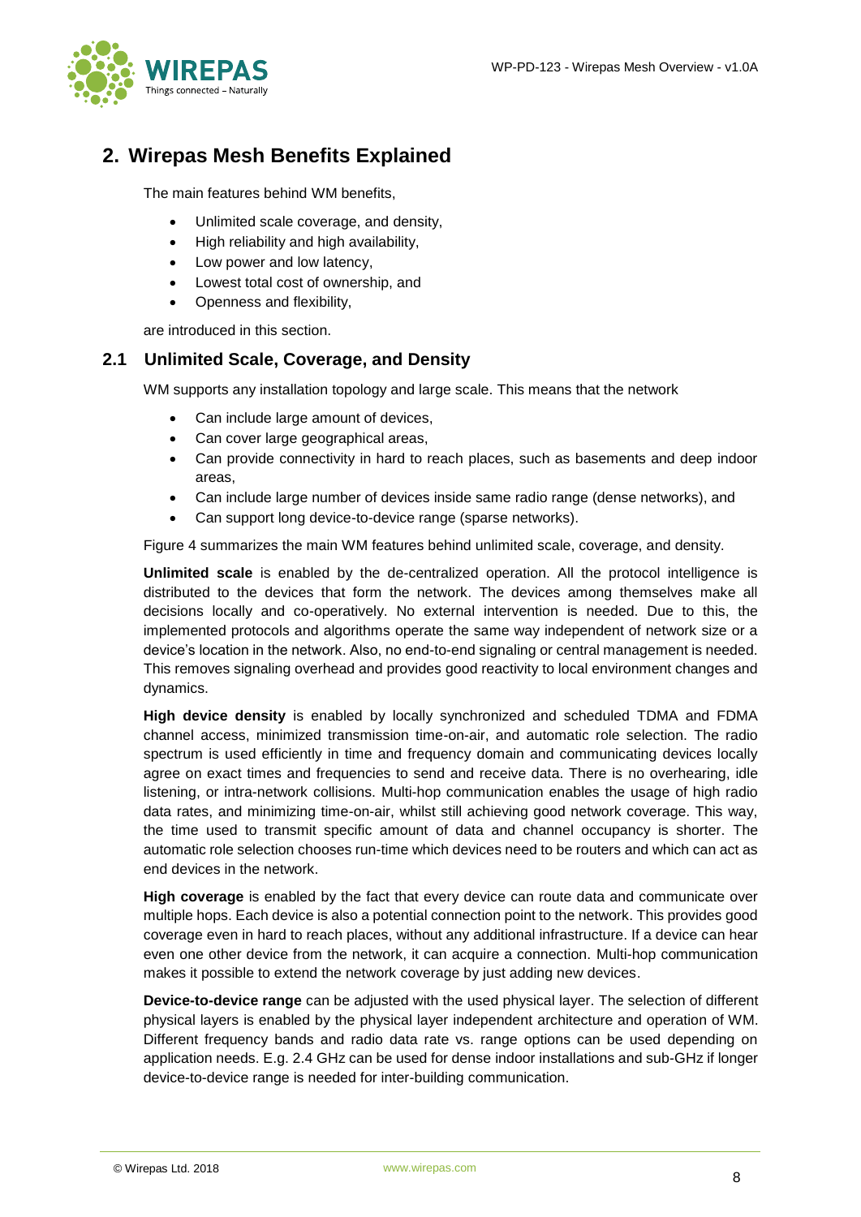# 2. Wirepas Mesh Benefits Explained

The main features behind WM benefits,

- Unlimited scale coverage, and density,
- High reliability and high availability,
- Low power and low latency,
- Lowest total cost of ownership, and
- Openness and flexibility,

are introduced in this section.

## 2.1 Unlimited Scale, Coverage, and Density

WM supports any installation topology and large scale. This means that the network

- Can include large amount of devices,
- Can cover large geographical areas,
- Can provide connectivity in hard to reach places, such as basements and deep indoor areas,
- Can include large number of devices inside same radio range (dense networks), and
- Can support long device-to-device range (sparse networks).

Figure 4 summarizes the main WM features behind unlimited scale, coverage, and density.

**Unlimited scale** is enabled by the de-centralized operation. All the protocol intelligence is distributed to the devices that form the network. The devices among themselves make all decisions locally and co-operatively. No external intervention is needed. Due to this, the implemented protocols and algorithms operate the same way independent of network size or a device's location in the network. Also, no end-to-end signaling or central management is needed. This removes signaling overhead and provides good reactivity to local environment changes and dynamics.

**High device density** is enabled by locally synchronized and scheduled TDMA and FDMA channel access, minimized transmission time-on-air, and automatic role selection. The radio spectrum is used efficiently in time and frequency domain and communicating devices locally agree on exact times and frequencies to send and receive data. There is no overhearing, idle listening, or intra-network collisions. Multi-hop communication enables the usage of high radio data rates, and minimizing time-on-air, whilst still achieving good network coverage. This way, the time used to transmit specific amount of data and channel occupancy is shorter. The automatic role selection chooses run-time which devices need to be routers and which can act as end devices in the network.

**High coverage** is enabled by the fact that every device can route data and communicate over multiple hops. Each device is also a potential connection point to the network. This provides good coverage even in hard to reach places, without any additional infrastructure. If a device can hear even one other device from the network, it can acquire a connection. Multi-hop communication makes it possible to extend the network coverage by just adding new devices.

**Device-to-device range** can be adjusted with the used physical layer. The selection of different physical layers is enabled by the physical layer independent architecture and operation of WM. Different frequency bands and radio data rate vs. range options can be used depending on application needs. E.g. 2.4 GHz can be used for dense indoor installations and sub-GHz if longer device-to-device range is needed for inter-building communication.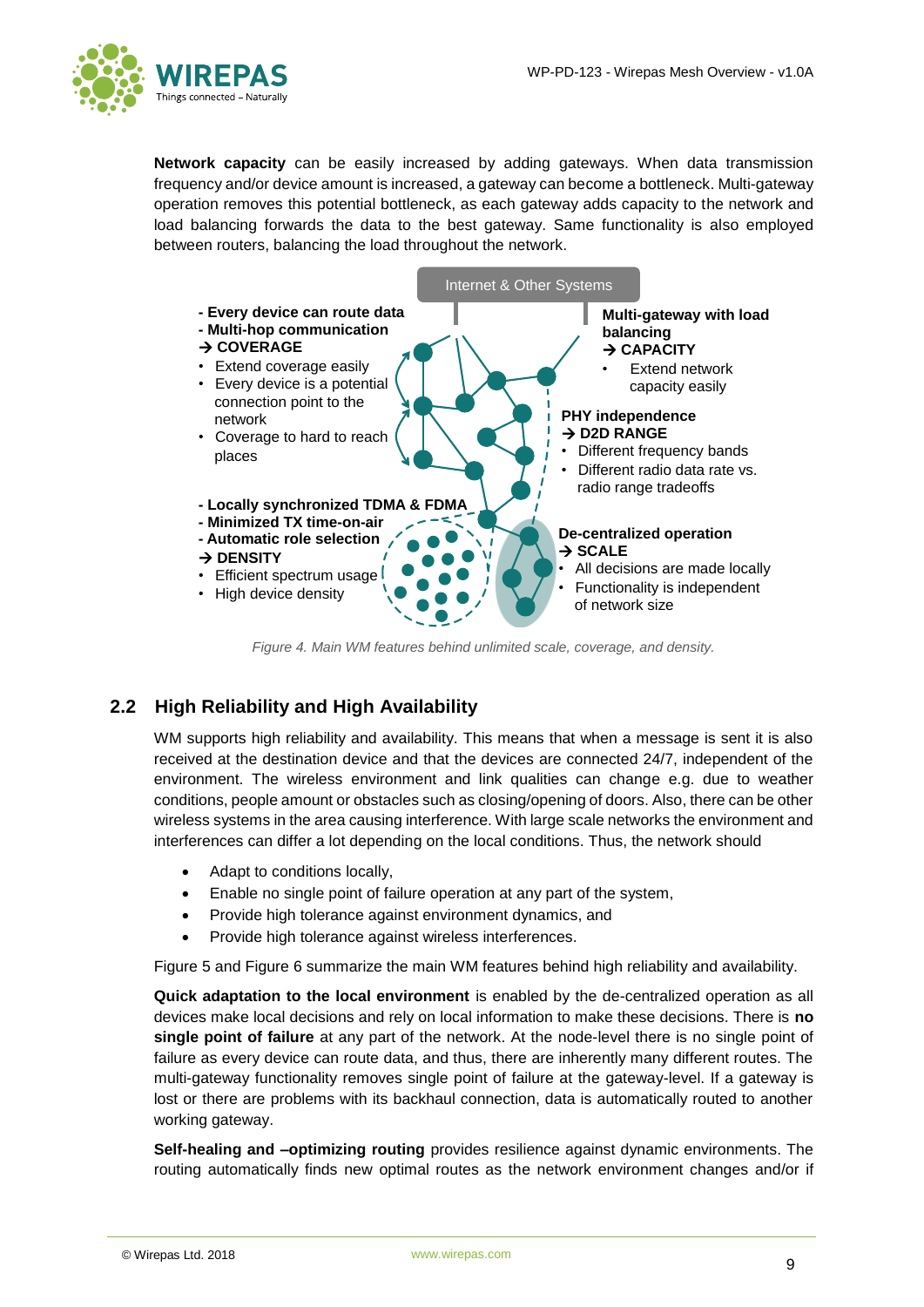**Network capacity** can be easily increased by adding gateways. When data transmission frequency and/or device amount is increased, a gateway can become a bottleneck. Multi-gateway operation removes this potential bottleneck, as each gateway adds capacity to the network and load balancing forwards the data to the best gateway. Same functionality is also employed between routers, balancing the load throughout the network.

Internet & Other Systems

**- Every device can route data**
**- Multi-hop communication**
**→ COVERAGE**

- Extend coverage easily
- Every device is a potential connection point to the network
- Coverage to hard to reach places

**Multi-gateway with load balancing**
**→ CAPACITY**

- Extend network capacity easily

**PHY independence**
**→ D2D RANGE**

- Different frequency bands
- Different radio data rate vs. radio range tradeoffs

**- Locally synchronized TDMA & FDMA**
**- Minimized TX time-on-air**
**- Automatic role selection**
**→ DENSITY**

- Efficient spectrum usage
- High device density

**De-centralized operation**
**→ SCALE**

- All decisions are made locally
- Functionality is independent of network size

*Figure 4. Main WM features behind unlimited scale, coverage, and density.*

## 2.2 High Reliability and High Availability

WM supports high reliability and availability. This means that when a message is sent it is also received at the destination device and that the devices are connected 24/7, independent of the environment. The wireless environment and link qualities can change e.g. due to weather conditions, people amount or obstacles such as closing/opening of doors. Also, there can be other wireless systems in the area causing interference. With large scale networks the environment and interferences can differ a lot depending on the local conditions. Thus, the network should

- Adapt to conditions locally,
- Enable no single point of failure operation at any part of the system,
- Provide high tolerance against environment dynamics, and
- Provide high tolerance against wireless interferences.

Figure 5 and Figure 6 summarize the main WM features behind high reliability and availability.

**Quick adaptation to the local environment** is enabled by the de-centralized operation as all devices make local decisions and rely on local information to make these decisions. There is **no single point of failure** at any part of the network. At the node-level there is no single point of failure as every device can route data, and thus, there are inherently many different routes. The multi-gateway functionality removes single point of failure at the gateway-level. If a gateway is lost or there are problems with its backhaul connection, data is automatically routed to another working gateway.

**Self-healing and –optimizing routing** provides resilience against dynamic environments. The routing automatically finds new optimal routes as the network environment changes and/or if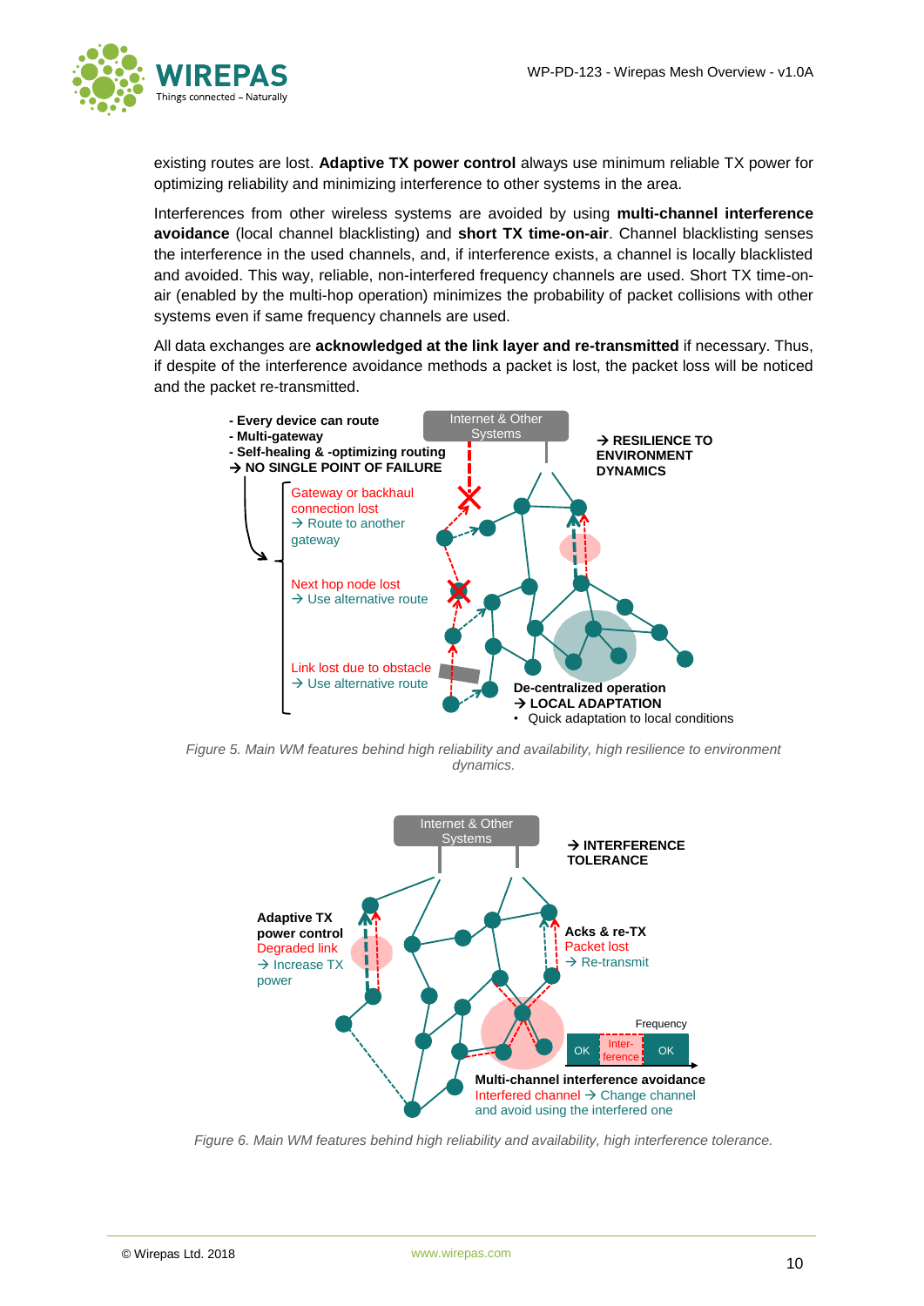existing routes are lost. **Adaptive TX power control** always use minimum reliable TX power for optimizing reliability and minimizing interference to other systems in the area.

Interferences from other wireless systems are avoided by using **multi-channel interference avoidance** (local channel blacklisting) and **short TX time-on-air**. Channel blacklisting senses the interference in the used channels, and, if interference exists, a channel is locally blacklisted and avoided. This way, reliable, non-interfered frequency channels are used. Short TX time-on-air (enabled by the multi-hop operation) minimizes the probability of packet collisions with other systems even if same frequency channels are used.

All data exchanges are **acknowledged at the link layer and re-transmitted** if necessary. Thus, if despite of the interference avoidance methods a packet is lost, the packet loss will be noticed and the packet re-transmitted.

*Figure 5. Main WM features behind high reliability and availability, high resilience to environment dynamics.*

*Figure 6. Main WM features behind high reliability and availability, high interference tolerance.*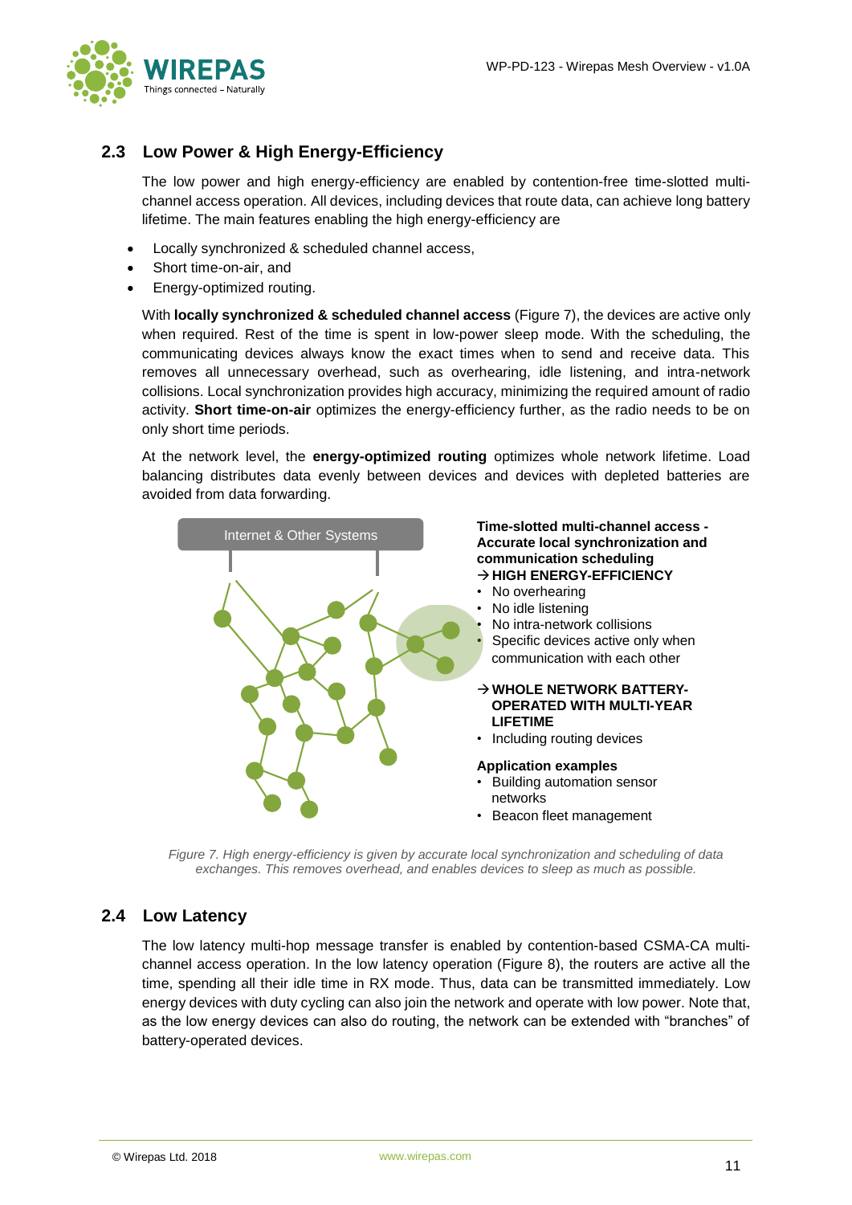## 2.3 Low Power & High Energy-Efficiency

The low power and high energy-efficiency are enabled by contention-free time-slotted multi-channel access operation. All devices, including devices that route data, can achieve long battery lifetime. The main features enabling the high energy-efficiency are

- Locally synchronized & scheduled channel access,
- Short time-on-air, and
- Energy-optimized routing.

With **locally synchronized & scheduled channel access** (Figure 7), the devices are active only when required. Rest of the time is spent in low-power sleep mode. With the scheduling, the communicating devices always know the exact times when to send and receive data. This removes all unnecessary overhead, such as overhearing, idle listening, and intra-network collisions. Local synchronization provides high accuracy, minimizing the required amount of radio activity. **Short time-on-air** optimizes the energy-efficiency further, as the radio needs to be on only short time periods.

At the network level, the **energy-optimized routing** optimizes whole network lifetime. Load balancing distributes data evenly between devices and devices with depleted batteries are avoided from data forwarding.

Internet & Other Systems

**Time-slotted multi-channel access - Accurate local synchronization and communication scheduling**
**→ HIGH ENERGY-EFFICIENCY**

- No overhearing
- No idle listening
- No intra-network collisions
- Specific devices active only when communication with each other

**→ WHOLE NETWORK BATTERY-OPERATED WITH MULTI-YEAR LIFETIME**

- Including routing devices

**Application examples**

- Building automation sensor networks
- Beacon fleet management

*Figure 7. High energy-efficiency is given by accurate local synchronization and scheduling of data exchanges. This removes overhead, and enables devices to sleep as much as possible.*

## 2.4 Low Latency

The low latency multi-hop message transfer is enabled by contention-based CSMA-CA multi-channel access operation. In the low latency operation (Figure 8), the routers are active all the time, spending all their idle time in RX mode. Thus, data can be transmitted immediately. Low energy devices with duty cycling can also join the network and operate with low power. Note that, as the low energy devices can also do routing, the network can be extended with "branches" of battery-operated devices.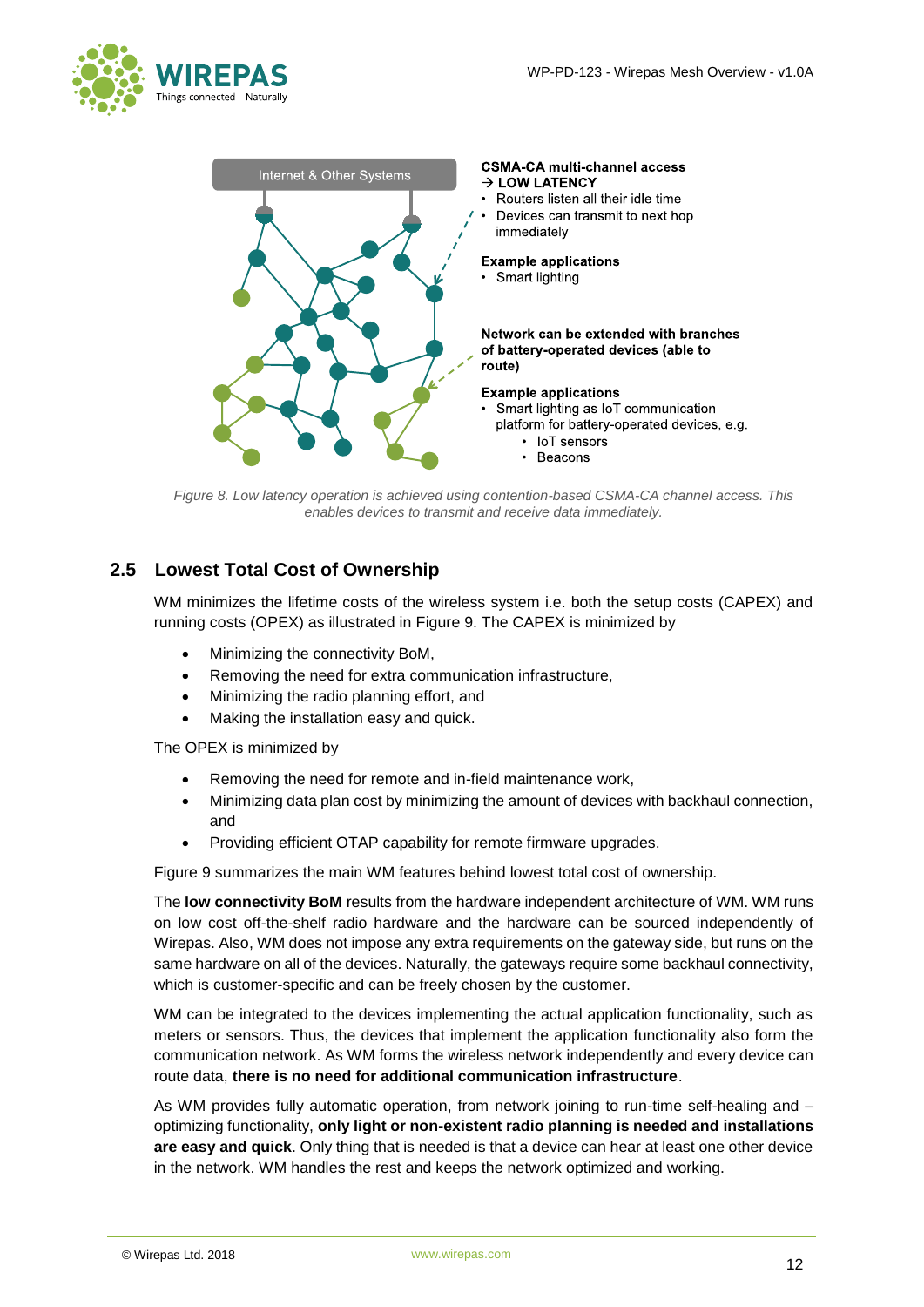CSMA-CA multi-channel access
→ LOW LATENCY

- Routers listen all their idle time
- Devices can transmit to next hop immediately

**Example applications**

- Smart lighting

**Network can be extended with branches of battery-operated devices (able to route)**

**Example applications**

- Smart lighting as IoT communication platform for battery-operated devices, e.g.
  - IoT sensors
  - Beacons

*Figure 8. Low latency operation is achieved using contention-based CSMA-CA channel access. This enables devices to transmit and receive data immediately.*

## 2.5 Lowest Total Cost of Ownership

WM minimizes the lifetime costs of the wireless system i.e. both the setup costs (CAPEX) and running costs (OPEX) as illustrated in Figure 9. The CAPEX is minimized by

- Minimizing the connectivity BoM,
- Removing the need for extra communication infrastructure,
- Minimizing the radio planning effort, and
- Making the installation easy and quick.

The OPEX is minimized by

- Removing the need for remote and in-field maintenance work,
- Minimizing data plan cost by minimizing the amount of devices with backhaul connection, and
- Providing efficient OTAP capability for remote firmware upgrades.

Figure 9 summarizes the main WM features behind lowest total cost of ownership.

The **low connectivity BoM** results from the hardware independent architecture of WM. WM runs on low cost off-the-shelf radio hardware and the hardware can be sourced independently of Wirepas. Also, WM does not impose any extra requirements on the gateway side, but runs on the same hardware on all of the devices. Naturally, the gateways require some backhaul connectivity, which is customer-specific and can be freely chosen by the customer.

WM can be integrated to the devices implementing the actual application functionality, such as meters or sensors. Thus, the devices that implement the application functionality also form the communication network. As WM forms the wireless network independently and every device can route data, **there is no need for additional communication infrastructure**.

As WM provides fully automatic operation, from network joining to run-time self-healing and – optimizing functionality, **only light or non-existent radio planning is needed and installations are easy and quick**. Only thing that is needed is that a device can hear at least one other device in the network. WM handles the rest and keeps the network optimized and working.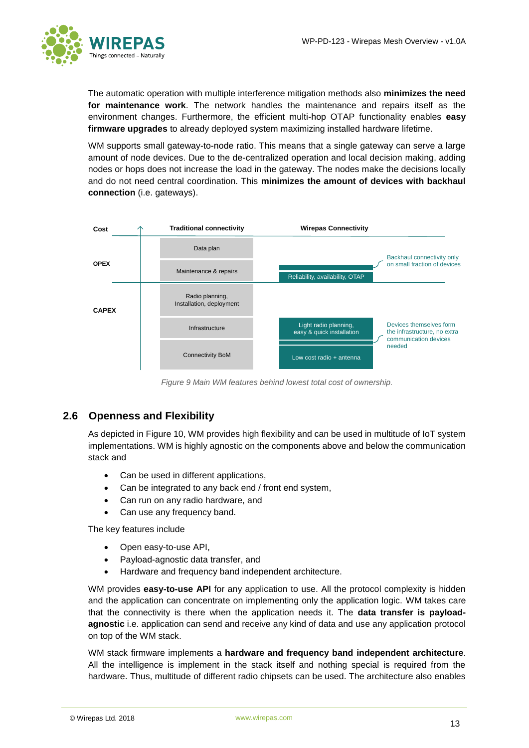The automatic operation with multiple interference mitigation methods also **minimizes the need for maintenance work**. The network handles the maintenance and repairs itself as the environment changes. Furthermore, the efficient multi-hop OTAP functionality enables **easy firmware upgrades** to already deployed system maximizing installed hardware lifetime.

WM supports small gateway-to-node ratio. This means that a single gateway can serve a large amount of node devices. Due to the de-centralized operation and local decision making, adding nodes or hops does not increase the load in the gateway. The nodes make the decisions locally and do not need central coordination. This **minimizes the amount of devices with backhaul connection** (i.e. gateways).

| Cost | Traditional connectivity | Wirepas Connectivity | |
|---|---|---|---|
| OPEX | Data plan | | Backhaul connectivity only on small fraction of devices |
| | Maintenance & repairs | Reliability, availability, OTAP | |
| CAPEX | Radio planning, Installation, deployment | | |
| | Infrastructure | Light radio planning, easy & quick installation | Devices themselves form the infrastructure, no extra communication devices needed |
| | Connectivity BoM | Low cost radio + antenna | |

*Figure 9 Main WM features behind lowest total cost of ownership.*

## 2.6 Openness and Flexibility

As depicted in Figure 10, WM provides high flexibility and can be used in multitude of IoT system implementations. WM is highly agnostic on the components above and below the communication stack and

- Can be used in different applications,
- Can be integrated to any back end / front end system,
- Can run on any radio hardware, and
- Can use any frequency band.

The key features include

- Open easy-to-use API,
- Payload-agnostic data transfer, and
- Hardware and frequency band independent architecture.

WM provides **easy-to-use API** for any application to use. All the protocol complexity is hidden and the application can concentrate on implementing only the application logic. WM takes care that the connectivity is there when the application needs it. The **data transfer is payload-agnostic** i.e. application can send and receive any kind of data and use any application protocol on top of the WM stack.

WM stack firmware implements a **hardware and frequency band independent architecture**. All the intelligence is implement in the stack itself and nothing special is required from the hardware. Thus, multitude of different radio chipsets can be used. The architecture also enables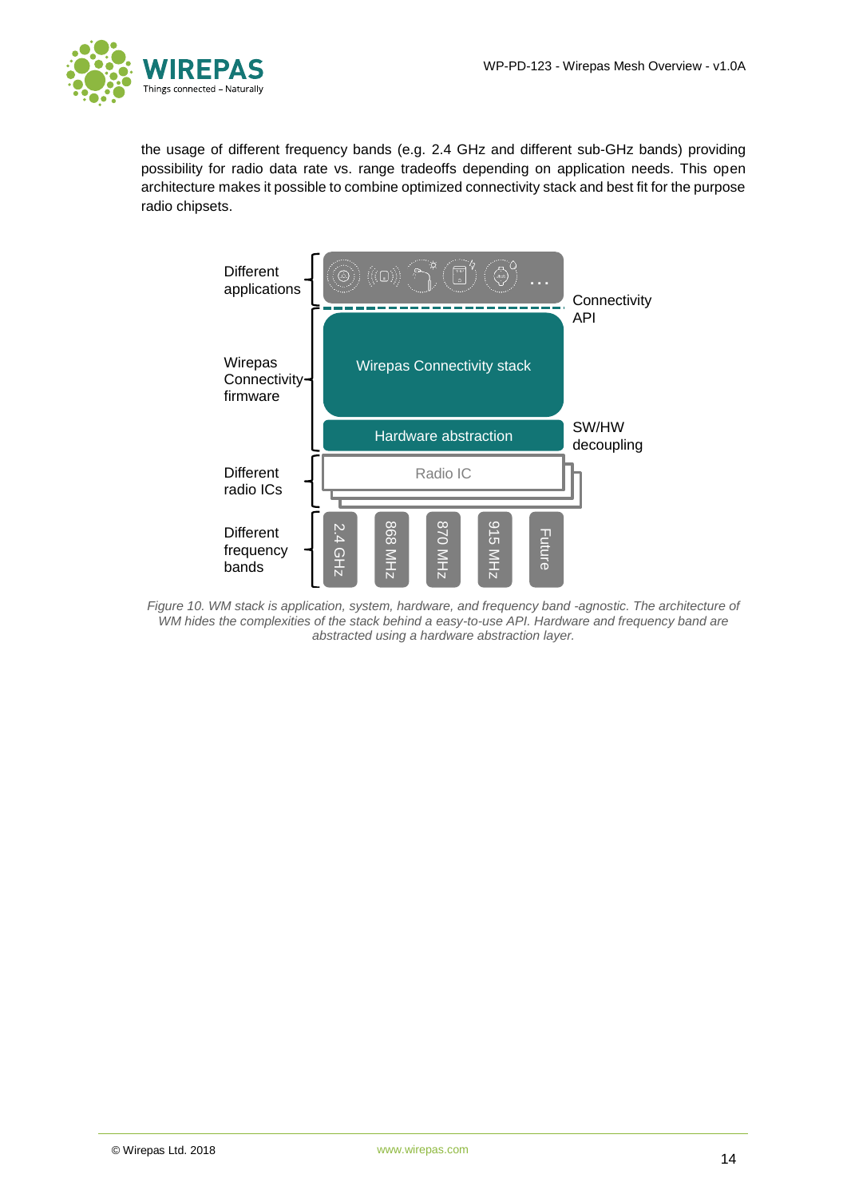the usage of different frequency bands (e.g. 2.4 GHz and different sub-GHz bands) providing possibility for radio data rate vs. range tradeoffs depending on application needs. This open architecture makes it possible to combine optimized connectivity stack and best fit for the purpose radio chipsets.

*Figure 10. WM stack is application, system, hardware, and frequency band -agnostic. The architecture of WM hides the complexities of the stack behind a easy-to-use API. Hardware and frequency band are abstracted using a hardware abstraction layer.*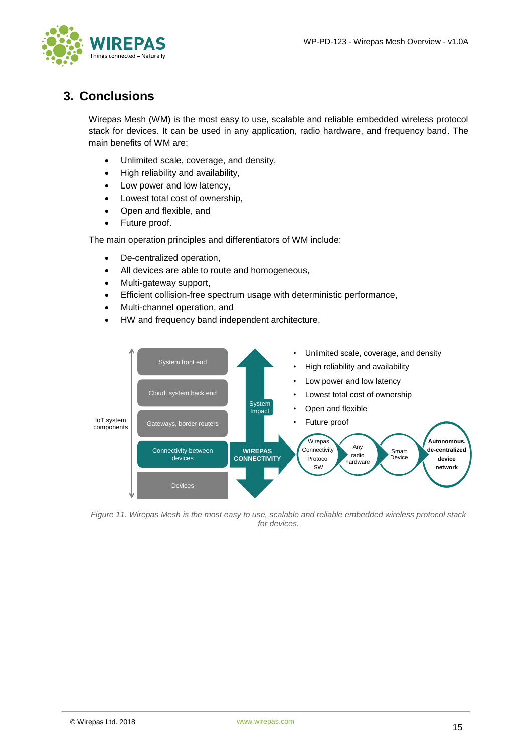# 3. Conclusions

Wirepas Mesh (WM) is the most easy to use, scalable and reliable embedded wireless protocol stack for devices. It can be used in any application, radio hardware, and frequency band. The main benefits of WM are:

- Unlimited scale, coverage, and density,
- High reliability and availability,
- Low power and low latency,
- Lowest total cost of ownership,
- Open and flexible, and
- Future proof.

The main operation principles and differentiators of WM include:

- De-centralized operation,
- All devices are able to route and homogeneous,
- Multi-gateway support,
- Efficient collision-free spectrum usage with deterministic performance,
- Multi-channel operation, and
- HW and frequency band independent architecture.

IoT system components

System front end

Cloud, system back end

Gateways, border routers

Connectivity between devices

Devices

System Impact

WIREPAS CONNECTIVITY

- Unlimited scale, coverage, and density
- High reliability and availability
- Low power and low latency
- Lowest total cost of ownership
- Open and flexible
- Future proof

Wirepas Connectivity Protocol SW

Any radio hardware

Smart Device

Autonomous, de-centralized device network

*Figure 11. Wirepas Mesh is the most easy to use, scalable and reliable embedded wireless protocol stack for devices.*